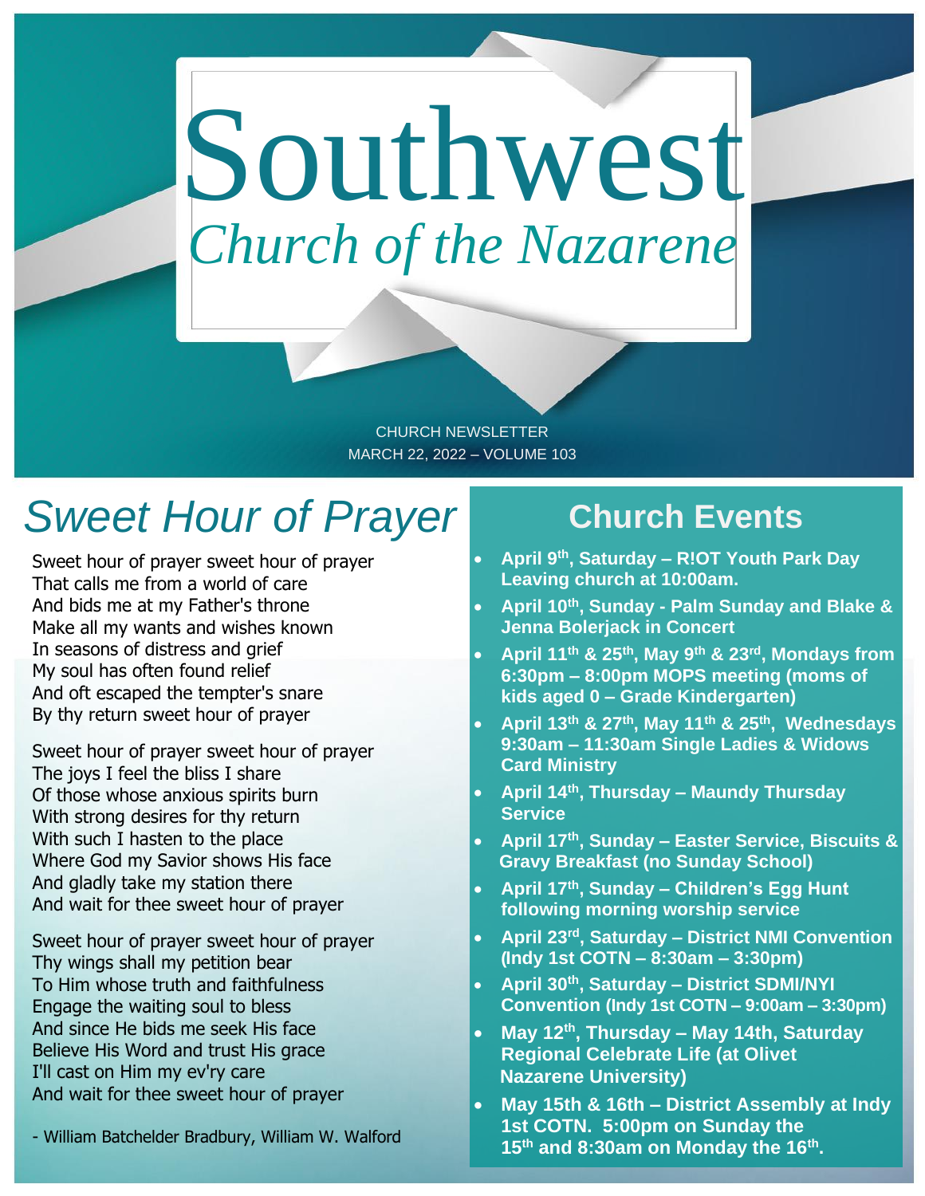# Southwest

*Church of the Nazarene*

CHURCH NEWSLETTER
MARCH 22, 2022 – VOLUME 103

## *Sweet Hour of Prayer*

Sweet hour of prayer sweet hour of prayer
That calls me from a world of care
And bids me at my Father's throne
Make all my wants and wishes known
In seasons of distress and grief
My soul has often found relief
And oft escaped the tempter's snare
By thy return sweet hour of prayer

Sweet hour of prayer sweet hour of prayer
The joys I feel the bliss I share
Of those whose anxious spirits burn
With strong desires for thy return
With such I hasten to the place
Where God my Savior shows His face
And gladly take my station there
And wait for thee sweet hour of prayer

Sweet hour of prayer sweet hour of prayer
Thy wings shall my petition bear
To Him whose truth and faithfulness
Engage the waiting soul to bless
And since He bids me seek His face
Believe His Word and trust His grace
I'll cast on Him my ev'ry care
And wait for thee sweet hour of prayer

- William Batchelder Bradbury, William W. Walford

## Church Events

- **April 9th, Saturday – R!OT Youth Park Day Leaving church at 10:00am.**
- **April 10th, Sunday - Palm Sunday and Blake & Jenna Bolerjack in Concert**
- **April 11th & 25th, May 9th & 23rd, Mondays from 6:30pm – 8:00pm MOPS meeting (moms of kids aged 0 – Grade Kindergarten)**
- **April 13th & 27th, May 11th & 25th, Wednesdays 9:30am – 11:30am Single Ladies & Widows Card Ministry**
- **April 14th, Thursday – Maundy Thursday Service**
- **April 17th, Sunday – Easter Service, Biscuits & Gravy Breakfast (no Sunday School)**
- **April 17th, Sunday – Children's Egg Hunt following morning worship service**
- **April 23rd, Saturday – District NMI Convention (Indy 1st COTN – 8:30am – 3:30pm)**
- **April 30th, Saturday – District SDMI/NYI Convention (Indy 1st COTN – 9:00am – 3:30pm)**
- **May 12th, Thursday – May 14th, Saturday Regional Celebrate Life (at Olivet Nazarene University)**
- **May 15th & 16th – District Assembly at Indy 1st COTN. 5:00pm on Sunday the 15th and 8:30am on Monday the 16th.**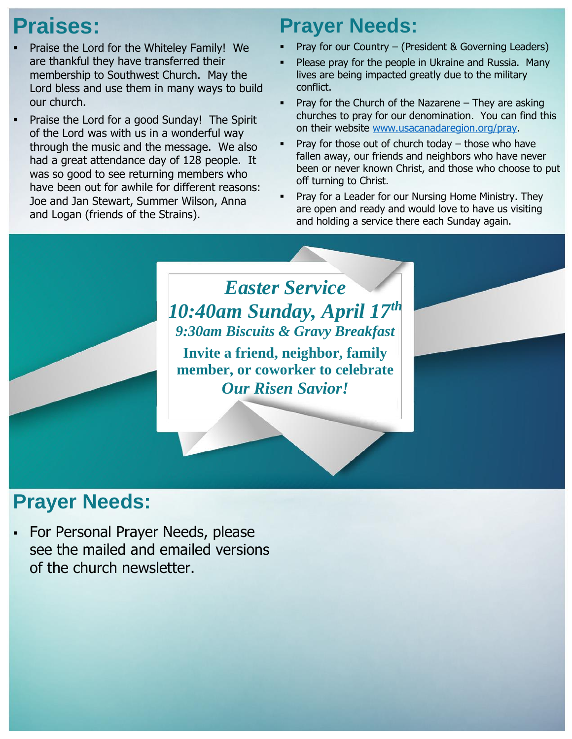## Praises:

- Praise the Lord for the Whiteley Family! We are thankful they have transferred their membership to Southwest Church. May the Lord bless and use them in many ways to build our church.
- Praise the Lord for a good Sunday! The Spirit of the Lord was with us in a wonderful way through the music and the message. We also had a great attendance day of 128 people. It was so good to see returning members who have been out for awhile for different reasons: Joe and Jan Stewart, Summer Wilson, Anna and Logan (friends of the Strains).

## Prayer Needs:

- Pray for our Country – (President & Governing Leaders)
- Please pray for the people in Ukraine and Russia. Many lives are being impacted greatly due to the military conflict.
- Pray for the Church of the Nazarene – They are asking churches to pray for our denomination. You can find this on their website www.usacanadaregion.org/pray.
- Pray for those out of church today – those who have fallen away, our friends and neighbors who have never been or never known Christ, and those who choose to put off turning to Christ.
- Pray for a Leader for our Nursing Home Ministry. They are open and ready and would love to have us visiting and holding a service there each Sunday again.

***Easter Service***

***10:40am Sunday, April 17th***

***9:30am Biscuits & Gravy Breakfast***

**Invite a friend, neighbor, family member, or coworker to celebrate**

***Our Risen Savior!***

## Prayer Needs:

- For Personal Prayer Needs, please see the mailed and emailed versions of the church newsletter.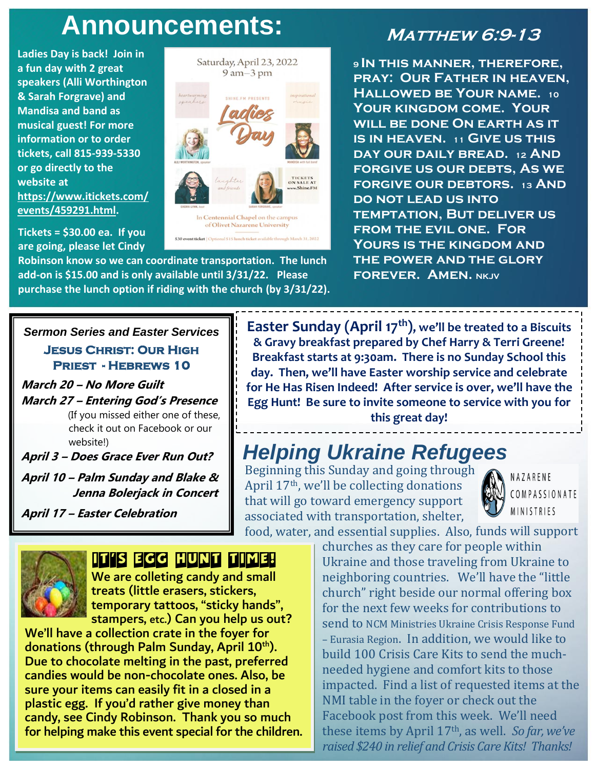# Announcements:

Ladies Day is back! Join in a fun day with 2 great speakers (Alli Worthington & Sarah Forgrave) and Mandisa and band as musical guest! For more information or to order tickets, call 815-939-5330 or go directly to the website at https://www.itickets.com/events/459291.html.

Tickets = $30.00 ea. If you are going, please let Cindy Robinson know so we can coordinate transportation. The lunch add-on is $15.00 and is only available until 3/31/22. Please purchase the lunch option if riding with the church (by 3/31/22).

Saturday, April 23, 2022
9 am–3 pm

heartwarming speakers — SHINE.FM PRESENTS — inspirational music

**Ladies Day**

ALLI WORTHINGTON, speaker — MANDISA with full band

laughter and friends — SHERRI LYNN, host — SARAH FORGRAVE, speaker — TICKETS ON SALE AT www.Shine.FM

In Centennial Chapel on the campus of Olivet Nazarene University

$30 event ticket | Optional $15 lunch ticket available through March 31, 2022

## Matthew 6:9-13

9 In this manner, therefore, pray: Our Father in heaven, Hallowed be Your name. 10 Your kingdom come. Your will be done On earth as it is in heaven. 11 Give us this day our daily bread. 12 And forgive us our debts, As we forgive our debtors. 13 And do not lead us into temptation, But deliver us from the evil one. For Yours is the kingdom and the power and the glory forever. Amen. NKJV

### Sermon Series and Easter Services

**Jesus Christ: Our High Priest - Hebrews 10**

***March 20 – No More Guilt***

***March 27 – Entering God's Presence***

(If you missed either one of these, check it out on Facebook or our website!)

***April 3 – Does Grace Ever Run Out?***

***April 10 – Palm Sunday and Blake & Jenna Bolerjack in Concert***

***April 17 – Easter Celebration***

**Easter Sunday (April 17th), we'll be treated to a Biscuits & Gravy breakfast prepared by Chef Harry & Terri Greene! Breakfast starts at 9:30am. There is no Sunday School this day. Then, we'll have Easter worship service and celebrate for He Has Risen Indeed! After service is over, we'll have the Egg Hunt! Be sure to invite someone to service with you for this great day!**

## Helping Ukraine Refugees

NAZARENE COMPASSIONATE MINISTRIES

Beginning this Sunday and going through April 17th, we'll be collecting donations that will go toward emergency support associated with transportation, shelter, food, water, and essential supplies. Also, funds will support churches as they care for people within Ukraine and those traveling from Ukraine to neighboring countries. We'll have the "little church" right beside our normal offering box for the next few weeks for contributions to send to NCM Ministries Ukraine Crisis Response Fund – Eurasia Region. In addition, we would like to build 100 Crisis Care Kits to send the much-needed hygiene and comfort kits to those impacted. Find a list of requested items at the NMI table in the foyer or check out the Facebook post from this week. We'll need these items by April 17th, as well. *So far, we've raised $240 in relief and Crisis Care Kits! Thanks!*

## It's Egg Hunt Time!

**We are colleting candy and small treats (little erasers, stickers, temporary tattoos, "sticky hands", stampers, etc.) Can you help us out? We'll have a collection crate in the foyer for donations (through Palm Sunday, April 10th). Due to chocolate melting in the past, preferred candies would be non-chocolate ones. Also, be sure your items can easily fit in a closed in a plastic egg. If you'd rather give money than candy, see Cindy Robinson. Thank you so much for helping make this event special for the children.**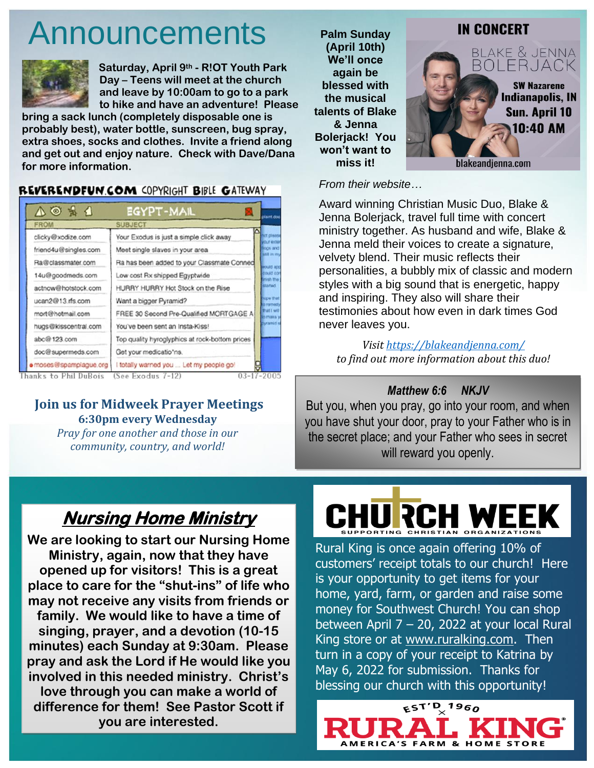# Announcements

**Saturday, April 9th - R!OT Youth Park Day – Teens will meet at the church and leave by 10:00am to go to a park to hike and have an adventure! Please bring a sack lunch (completely disposable one is probably best), water bottle, sunscreen, bug spray, extra shoes, socks and clothes. Invite a friend along and get out and enjoy nature. Check with Dave/Dana for more information.**

REVERENDFUN.COM COPYRIGHT BIBLE GATEWAY

EGYPT-MAIL

| FROM | SUBJECT |
|---|---|
| clicky@xodize.com | Your Exodus is just a simple click away |
| friend4u@singles.com | Meet single slaves in your area |
| Ra@classmater.com | Ra has been added to your Classmate Connect |
| 14u@goodmeds.com | Low cost Rx shipped Egyptwide |
| actnow@hotstock.com | HURRY HURRY Hot Stock on the Rise |
| ucan2@13.rfs.com | Want a bigger Pyramid? |
| mort@hotmail.com | FREE 30 Second Pre-Qualified MORTGAGE A |
| hugs@kisscentral.com | You've been sent an Insta-Kiss! |
| abc@123.com | Top quality hyroglyphics at rock-bottom prices |
| doc@supermeds.com | Get your medicatio'ns. |
| moses@spamplague.org | I totally warned you ... Let my people go! |

Thanks to Phil DuBois (See Exodus 7-12) 03-17-2005

**Palm Sunday (April 10th) We'll once again be blessed with the musical talents of Blake & Jenna Bolerjack! You won't want to miss it!**

IN CONCERT
BLAKE & JENNA BOLERJACK
SW Nazarene
Indianapolis, IN
Sun. April 10
10:40 AM
blakeandjenna.com

*From their website…*

Award winning Christian Music Duo, Blake & Jenna Bolerjack, travel full time with concert ministry together. As husband and wife, Blake & Jenna meld their voices to create a signature, velvety blend. Their music reflects their personalities, a bubbly mix of classic and modern styles with a big sound that is energetic, happy and inspiring. They also will share their testimonies about how even in dark times God never leaves you.

*Visit https://blakeandjenna.com/ to find out more information about this duo!*

**Join us for Midweek Prayer Meetings**
**6:30pm every Wednesday**
*Pray for one another and those in our community, country, and world!*

***Matthew 6:6 NKJV***
But you, when you pray, go into your room, and when you have shut your door, pray to your Father who is in the secret place; and your Father who sees in secret will reward you openly.

## *Nursing Home Ministry*

**We are looking to start our Nursing Home Ministry, again, now that they have opened up for visitors! This is a great place to care for the "shut-ins" of life who may not receive any visits from friends or family. We would like to have a time of singing, prayer, and a devotion (10-15 minutes) each Sunday at 9:30am. Please pray and ask the Lord if He would like you involved in this needed ministry. Christ's love through you can make a world of difference for them! See Pastor Scott if you are interested.**

## CHURCH WEEK
SUPPORTING CHRISTIAN ORGANIZATIONS

Rural King is once again offering 10% of customers' receipt totals to our church! Here is your opportunity to get items for your home, yard, farm, or garden and raise some money for Southwest Church! You can shop between April 7 – 20, 2022 at your local Rural King store or at www.ruralking.com. Then turn in a copy of your receipt to Katrina by May 6, 2022 for submission. Thanks for blessing our church with this opportunity!

EST'D 1960
RURAL KING
AMERICA'S FARM & HOME STORE